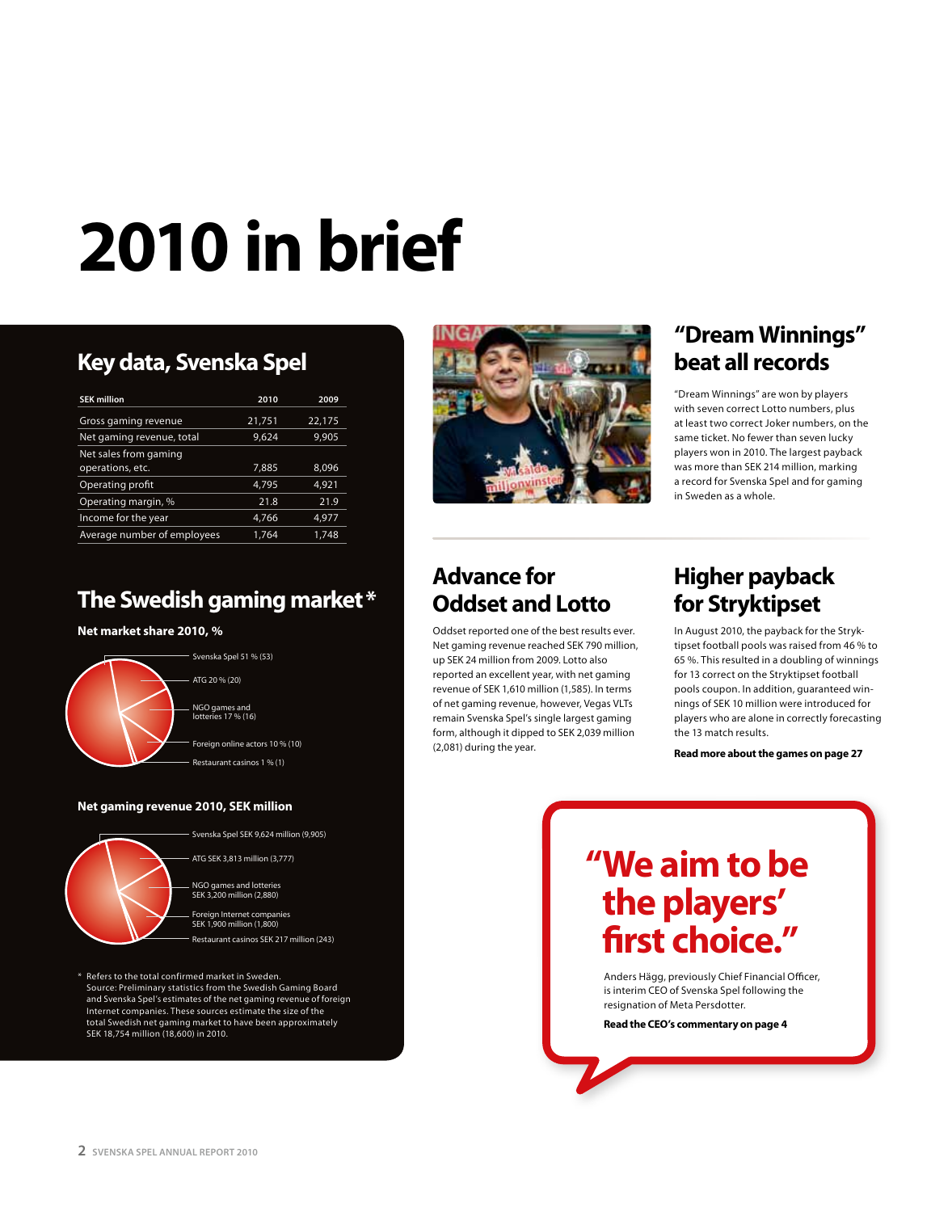# 2010 in brief

## Key data, Svenska Spel

| SEK million | 2010 | 2009 |
|---|---|---|
| Gross gaming revenue | 21,751 | 22,175 |
| Net gaming revenue, total | 9,624 | 9,905 |
| Net sales from gaming operations, etc. | 7,885 | 8,096 |
| Operating profit | 4,795 | 4,921 |
| Operating margin, % | 21.8 | 21.9 |
| Income for the year | 4,766 | 4,977 |
| Average number of employees | 1,764 | 1,748 |

## The Swedish gaming market *

**Net market share 2010, %**

- Svenska Spel 51 % (53)
- ATG 20 % (20)
- NGO games and lotteries 17 % (16)
- Foreign online actors 10 % (10)
- Restaurant casinos 1 % (1)

**Net gaming revenue 2010, SEK million**

- Svenska Spel SEK 9,624 million (9,905)
- ATG SEK 3,813 million (3,777)
- NGO games and lotteries SEK 3,200 million (2,880)
- Foreign Internet companies SEK 1,900 million (1,800)
- Restaurant casinos SEK 217 million (243)

\* Refers to the total confirmed market in Sweden. Source: Preliminary statistics from the Swedish Gaming Board and Svenska Spel's estimates of the net gaming revenue of foreign Internet companies. These sources estimate the size of the total Swedish net gaming market to have been approximately SEK 18,754 million (18,600) in 2010.

## "Dream Winnings" beat all records

"Dream Winnings" are won by players with seven correct Lotto numbers, plus at least two correct Joker numbers, on the same ticket. No fewer than seven lucky players won in 2010. The largest payback was more than SEK 214 million, marking a record for Svenska Spel and for gaming in Sweden as a whole.

## Advance for Oddset and Lotto

Oddset reported one of the best results ever. Net gaming revenue reached SEK 790 million, up SEK 24 million from 2009. Lotto also reported an excellent year, with net gaming revenue of SEK 1,610 million (1,585). In terms of net gaming revenue, however, Vegas VLTs remain Svenska Spel's single largest gaming form, although it dipped to SEK 2,039 million (2,081) during the year.

## Higher payback for Stryktipset

In August 2010, the payback for the Stryktipset football pools was raised from 46 % to 65 %. This resulted in a doubling of winnings for 13 correct on the Stryktipset football pools coupon. In addition, guaranteed winnings of SEK 10 million were introduced for players who are alone in correctly forecasting the 13 match results.

**Read more about the games on page 27**

## "We aim to be the players' first choice."

Anders Hägg, previously Chief Financial Officer, is interim CEO of Svenska Spel following the resignation of Meta Persdotter.

**Read the CEO's commentary on page 4**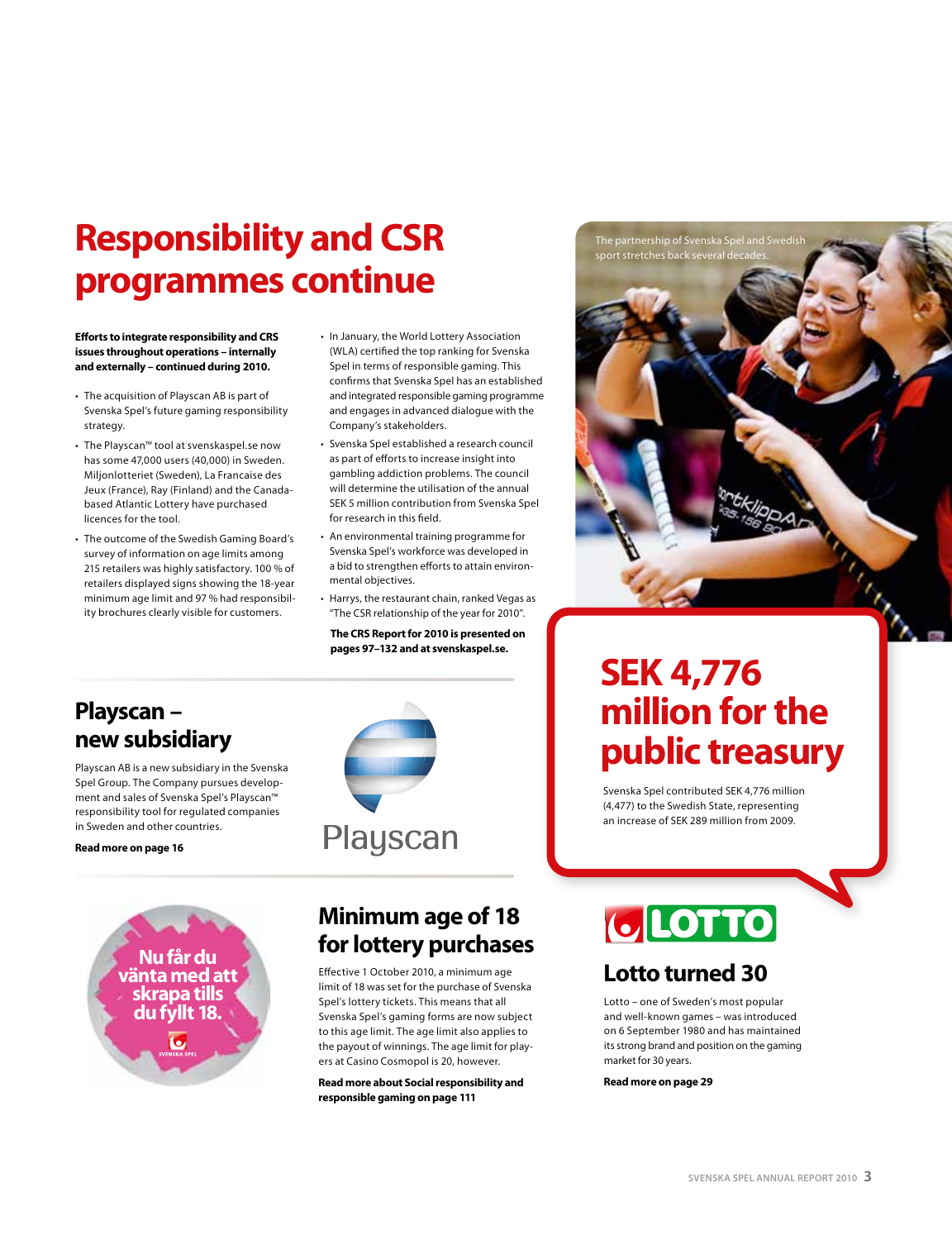# Responsibility and CSR programmes continue

**Efforts to integrate responsibility and CRS issues throughout operations – internally and externally – continued during 2010.**

- The acquisition of Playscan AB is part of Svenska Spel's future gaming responsibility strategy.
- The Playscan™ tool at svenskaspel.se now has some 47,000 users (40,000) in Sweden. Miljonlotteriet (Sweden), La Francaise des Jeux (France), Ray (Finland) and the Canada-based Atlantic Lottery have purchased licences for the tool.
- The outcome of the Swedish Gaming Board's survey of information on age limits among 215 retailers was highly satisfactory. 100 % of retailers displayed signs showing the 18-year minimum age limit and 97 % had responsibility brochures clearly visible for customers.
- In January, the World Lottery Association (WLA) certified the top ranking for Svenska Spel in terms of responsible gaming. This confirms that Svenska Spel has an established and integrated responsible gaming programme and engages in advanced dialogue with the Company's stakeholders.
- Svenska Spel established a research council as part of efforts to increase insight into gambling addiction problems. The council will determine the utilisation of the annual SEK 5 million contribution from Svenska Spel for research in this field.
- An environmental training programme for Svenska Spel's workforce was developed in a bid to strengthen efforts to attain environmental objectives.
- Harrys, the restaurant chain, ranked Vegas as "The CSR relationship of the year for 2010".

**The CRS Report for 2010 is presented on pages 97–132 and at svenskaspel.se.**

The partnership of Svenska Spel and Swedish sport stretches back several decades.

## SEK 4,776 million for the public treasury

Svenska Spel contributed SEK 4,776 million (4,477) to the Swedish State, representing an increase of SEK 289 million from 2009.

## Playscan – new subsidiary

Playscan AB is a new subsidiary in the Svenska Spel Group. The Company pursues development and sales of Svenska Spel's Playscan™ responsibility tool for regulated companies in Sweden and other countries.

**Read more on page 16**

Playscan

Nu får du vänta med att skrapa tills du fyllt 18.

SVENSKA SPEL

## Minimum age of 18 for lottery purchases

Effective 1 October 2010, a minimum age limit of 18 was set for the purchase of Svenska Spel's lottery tickets. This means that all Svenska Spel's gaming forms are now subject to this age limit. The age limit also applies to the payout of winnings. The age limit for players at Casino Cosmopol is 20, however.

**Read more about Social responsibility and responsible gaming on page 111**

LOTTO

## Lotto turned 30

Lotto – one of Sweden's most popular and well-known games – was introduced on 6 September 1980 and has maintained its strong brand and position on the gaming market for 30 years.

**Read more on page 29**